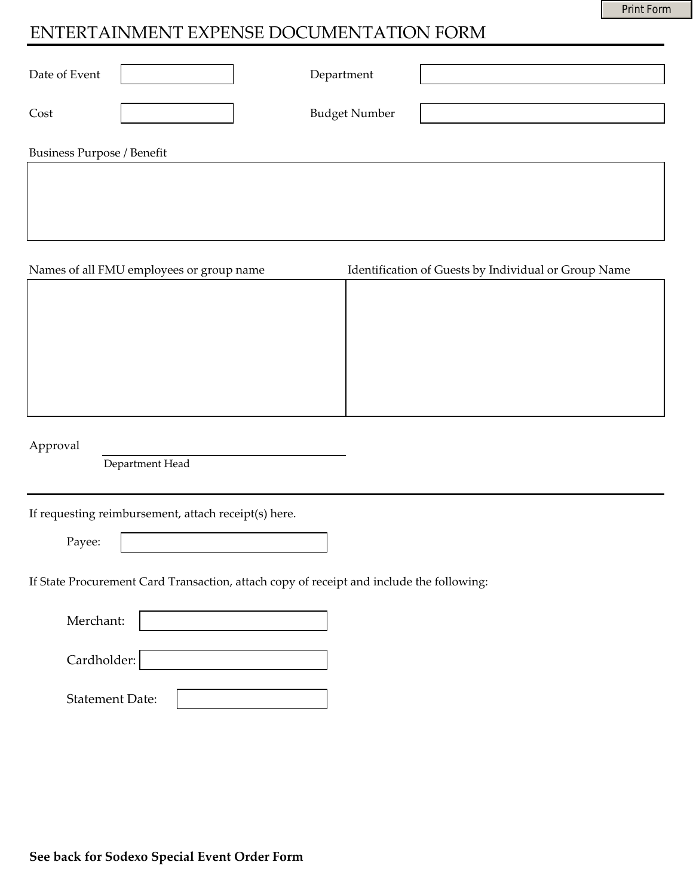# ENTERTAINMENT EXPENSE DOCUMENTATION FORM

Date of Event ____________ Department ____________

Cost ____________ Budget Number ____________

Business Purpose / Benefit

| Names of all FMU employees or group name | Identification of Guests by Individual or Group Name |
| --- | --- |
| | |

Approval ____________
Department Head

If requesting reimbursement, attach receipt(s) here.

Payee: ____________

If State Procurement Card Transaction, attach copy of receipt and include the following:

Merchant: ____________

Cardholder: ____________

Statement Date: ____________

**See back for Sodexo Special Event Order Form**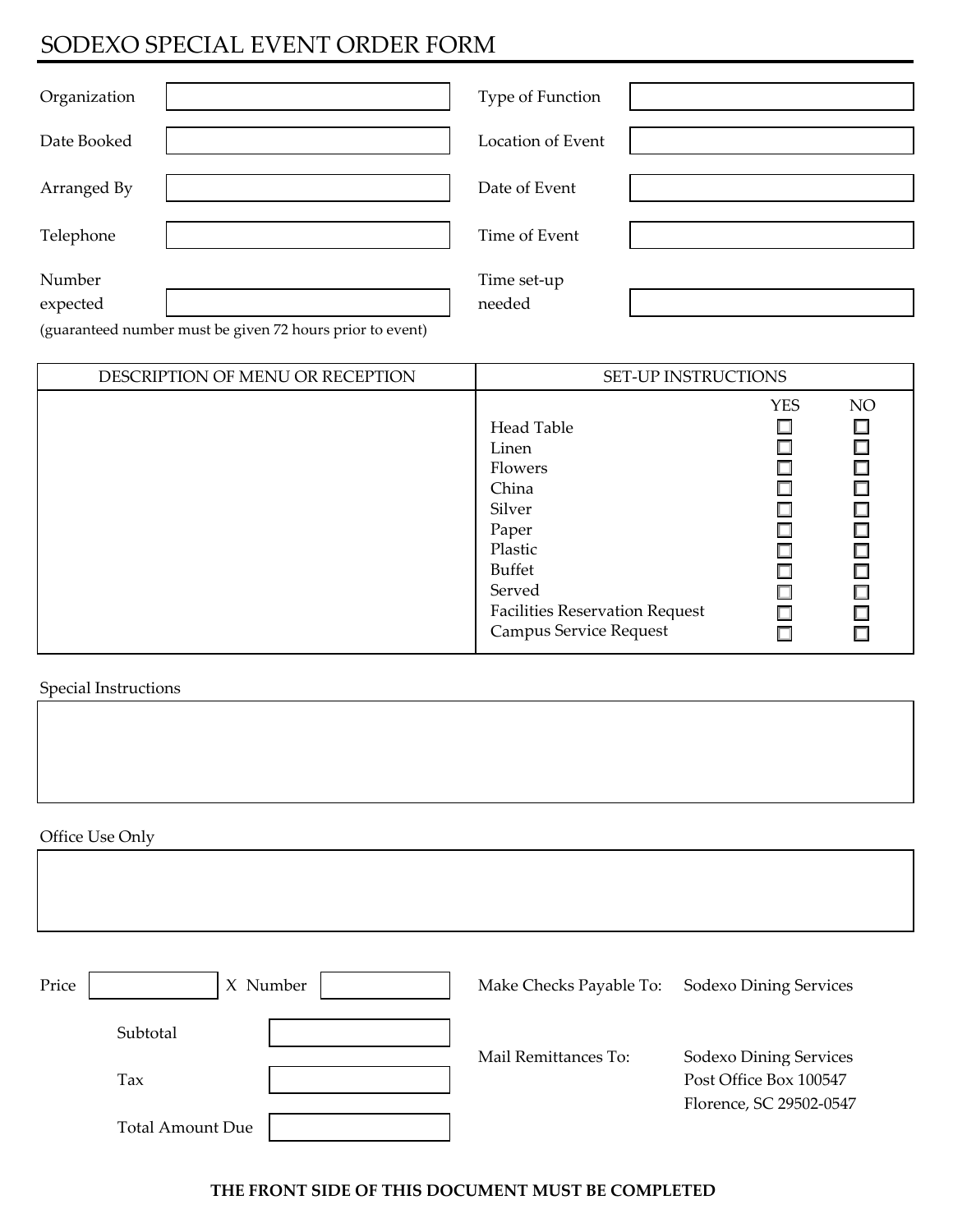# SODEXO SPECIAL EVENT ORDER FORM

| | | | |
|---|---|---|---|
| Organization | | Type of Function | |
| Date Booked | | Location of Event | |
| Arranged By | | Date of Event | |
| Telephone | | Time of Event | |
| Number expected | | Time set-up needed | |

(guaranteed number must be given 72 hours prior to event)

| DESCRIPTION OF MENU OR RECEPTION | SET-UP INSTRUCTIONS | YES | NO |
|---|---|---|---|
| | Head Table | ☐ | ☐ |
| | Linen | ☐ | ☐ |
| | Flowers | ☐ | ☐ |
| | China | ☐ | ☐ |
| | Silver | ☐ | ☐ |
| | Paper | ☐ | ☐ |
| | Plastic | ☐ | ☐ |
| | Buffet | ☐ | ☐ |
| | Served | ☐ | ☐ |
| | Facilities Reservation Request | ☐ | ☐ |
| | Campus Service Request | ☐ | ☐ |

Special Instructions

Office Use Only

Price ______ X Number ______

Subtotal ______

Tax ______

Total Amount Due ______

Make Checks Payable To: Sodexo Dining Services

Mail Remittances To: Sodexo Dining Services
Post Office Box 100547
Florence, SC 29502-0547

**THE FRONT SIDE OF THIS DOCUMENT MUST BE COMPLETED**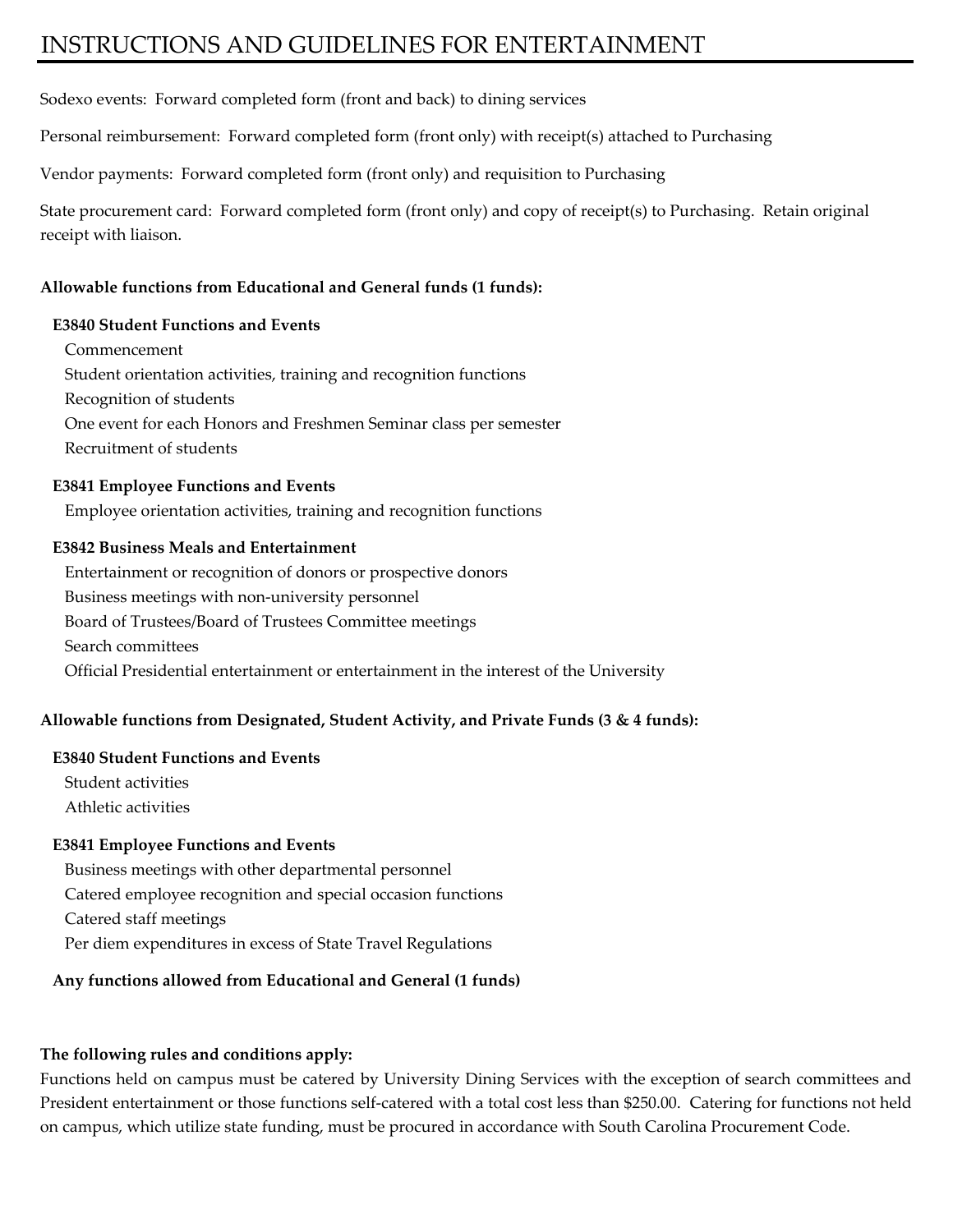# INSTRUCTIONS AND GUIDELINES FOR ENTERTAINMENT

Sodexo events: Forward completed form (front and back) to dining services

Personal reimbursement: Forward completed form (front only) with receipt(s) attached to Purchasing

Vendor payments: Forward completed form (front only) and requisition to Purchasing

State procurement card: Forward completed form (front only) and copy of receipt(s) to Purchasing. Retain original receipt with liaison.

**Allowable functions from Educational and General funds (1 funds):**

**E3840 Student Functions and Events**

- Commencement
- Student orientation activities, training and recognition functions
- Recognition of students
- One event for each Honors and Freshmen Seminar class per semester
- Recruitment of students

**E3841 Employee Functions and Events**

- Employee orientation activities, training and recognition functions

**E3842 Business Meals and Entertainment**

- Entertainment or recognition of donors or prospective donors
- Business meetings with non-university personnel
- Board of Trustees/Board of Trustees Committee meetings
- Search committees
- Official Presidential entertainment or entertainment in the interest of the University

**Allowable functions from Designated, Student Activity, and Private Funds (3 & 4 funds):**

**E3840 Student Functions and Events**

- Student activities
- Athletic activities

**E3841 Employee Functions and Events**

- Business meetings with other departmental personnel
- Catered employee recognition and special occasion functions
- Catered staff meetings
- Per diem expenditures in excess of State Travel Regulations

**Any functions allowed from Educational and General (1 funds)**

**The following rules and conditions apply:**

Functions held on campus must be catered by University Dining Services with the exception of search committees and President entertainment or those functions self-catered with a total cost less than $250.00. Catering for functions not held on campus, which utilize state funding, must be procured in accordance with South Carolina Procurement Code.